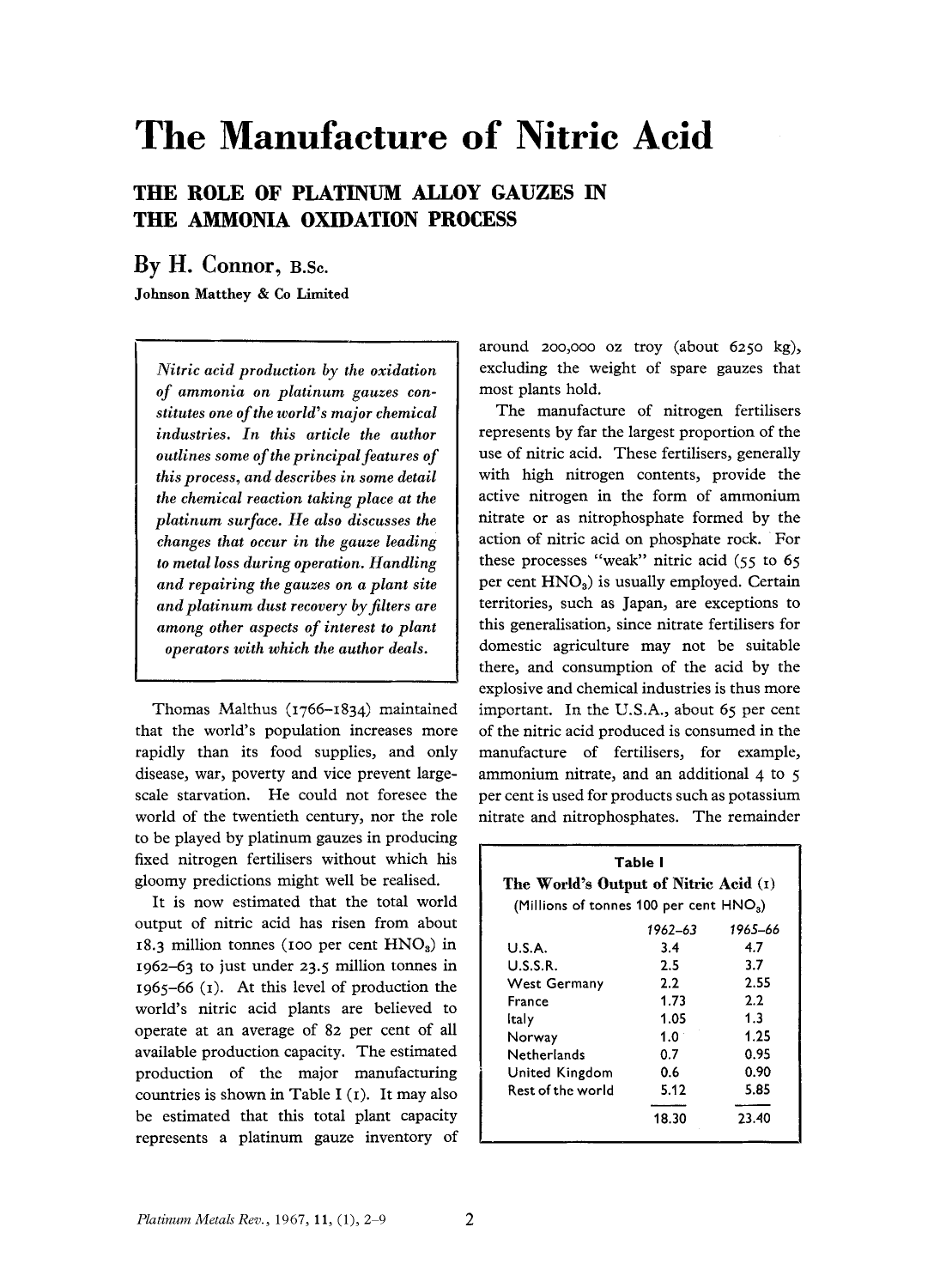# The Manufacture of Nitric Acid

## THE ROLE OF PLATINUM ALLOY GAUZES IN THE AMMONIA OXIDATION PROCESS

### By H. Connor, B.Sc.

**Johnson Matthey & Co Limited**

*Nitric acid production by the oxidation of ammonia on platinum gauzes constitutes one of the world's major chemical industries. In this article the author outlines some of the principal features of this process, and describes in some detail the chemical reaction taking place at the platinum surface. He also discusses the changes that occur in the gauze leading to metal loss during operation. Handling and repairing the gauzes on a plant site and platinum dust recovery by filters are among other aspects of interest to plant operators with which the author deals.*

Thomas Malthus (1766–1834) maintained that the world's population increases more rapidly than its food supplies, and only disease, war, poverty and vice prevent large-scale starvation. He could not foresee the world of the twentieth century, nor the role to be played by platinum gauzes in producing fixed nitrogen fertilisers without which his gloomy predictions might well be realised.

It is now estimated that the total world output of nitric acid has risen from about 18.3 million tonnes (100 per cent $HNO_3$) in 1962–63 to just under 23.5 million tonnes in 1965–66 (1). At this level of production the world's nitric acid plants are believed to operate at an average of 82 per cent of all available production capacity. The estimated production of the major manufacturing countries is shown in Table I (1). It may also be estimated that this total plant capacity represents a platinum gauze inventory of around 200,000 oz troy (about 6250 kg), excluding the weight of spare gauzes that most plants hold.

The manufacture of nitrogen fertilisers represents by far the largest proportion of the use of nitric acid. These fertilisers, generally with high nitrogen contents, provide the active nitrogen in the form of ammonium nitrate or as nitrophosphate formed by the action of nitric acid on phosphate rock. For these processes "weak" nitric acid (55 to 65 per cent $HNO_3$) is usually employed. Certain territories, such as Japan, are exceptions to this generalisation, since nitrate fertilisers for domestic agriculture may not be suitable there, and consumption of the acid by the explosive and chemical industries is thus more important. In the U.S.A., about 65 per cent of the nitric acid produced is consumed in the manufacture of fertilisers, for example, ammonium nitrate, and an additional 4 to 5 per cent is used for products such as potassium nitrate and nitrophosphates. The remainder

**Table I**

**The World's Output of Nitric Acid (1)**

(Millions of tonnes 100 per cent $HNO_3$)

| | *1962–63* | *1965–66* |
|---|---|---|
| U.S.A. | 3.4 | 4.7 |
| U.S.S.R. | 2.5 | 3.7 |
| West Germany | 2.2 | 2.55 |
| France | 1.73 | 2.2 |
| Italy | 1.05 | 1.3 |
| Norway | 1.0 | 1.25 |
| Netherlands | 0.7 | 0.95 |
| United Kingdom | 0.6 | 0.90 |
| Rest of the world | 5.12 | 5.85 |
| | 18.30 | 23.40 |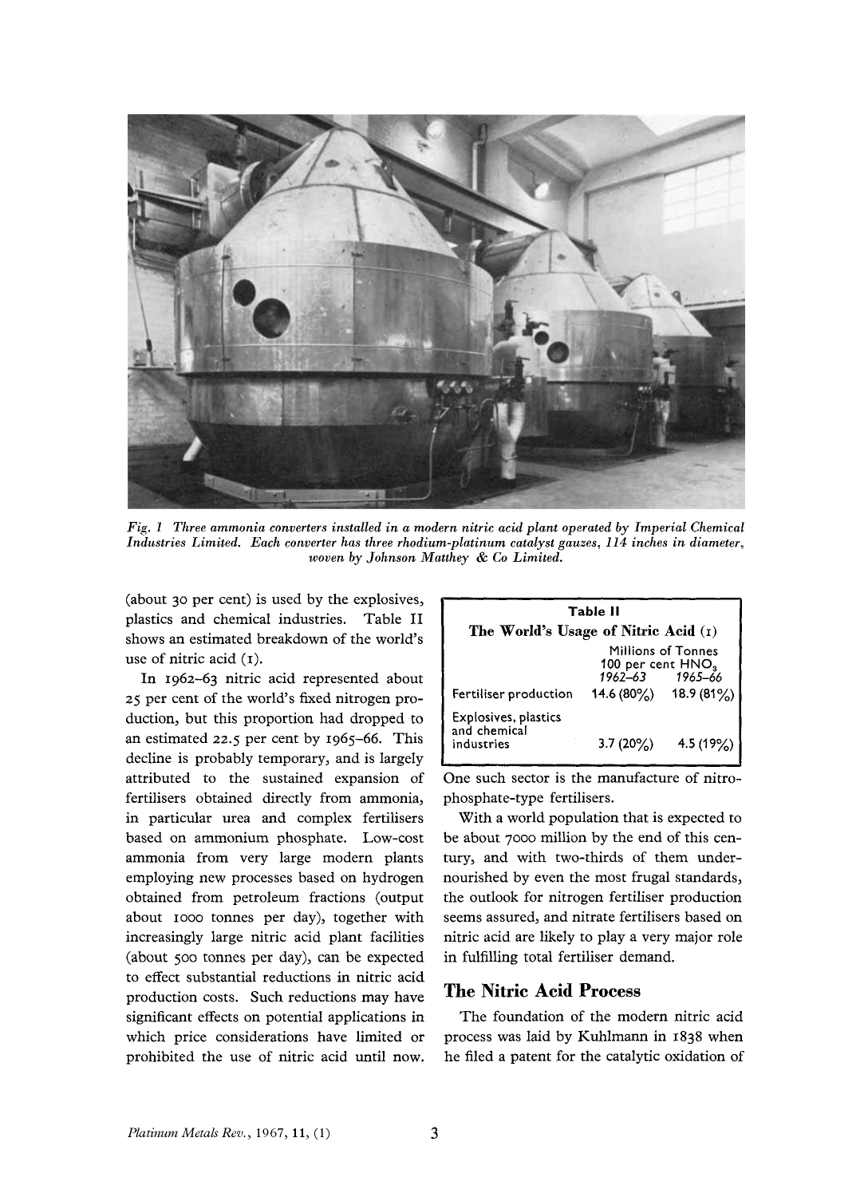*Fig. 1 Three ammonia converters installed in a modern nitric acid plant operated by Imperial Chemical Industries Limited. Each converter has three rhodium-platinum catalyst gauzes, 114 inches in diameter, woven by Johnson Matthey & Co Limited.*

(about 30 per cent) is used by the explosives, plastics and chemical industries. Table II shows an estimated breakdown of the world's use of nitric acid (1).

**Table II**

**The World's Usage of Nitric Acid (1)**

| | Millions of Tonnes 100 per cent $HNO_3$ | |
|---|---|---|
| | *1962–63* | *1965–66* |
| Fertiliser production | 14.6 (80%) | 18.9 (81%) |
| Explosives, plastics and chemical industries | 3.7 (20%) | 4.5 (19%) |

In 1962–63 nitric acid represented about 25 per cent of the world's fixed nitrogen production, but this proportion had dropped to an estimated 22.5 per cent by 1965–66. This decline is probably temporary, and is largely attributed to the sustained expansion of fertilisers obtained directly from ammonia, in particular urea and complex fertilisers based on ammonium phosphate. Low-cost ammonia from very large modern plants employing new processes based on hydrogen obtained from petroleum fractions (output about 1000 tonnes per day), together with increasingly large nitric acid plant facilities (about 500 tonnes per day), can be expected to effect substantial reductions in nitric acid production costs. Such reductions may have significant effects on potential applications in which price considerations have limited or prohibited the use of nitric acid until now. One such sector is the manufacture of nitrophosphate-type fertilisers.

With a world population that is expected to be about 7000 million by the end of this century, and with two-thirds of them undernourished by even the most frugal standards, the outlook for nitrogen fertiliser production seems assured, and nitrate fertilisers based on nitric acid are likely to play a very major role in fulfilling total fertiliser demand.

## The Nitric Acid Process

The foundation of the modern nitric acid process was laid by Kuhlmann in 1838 when he filed a patent for the catalytic oxidation of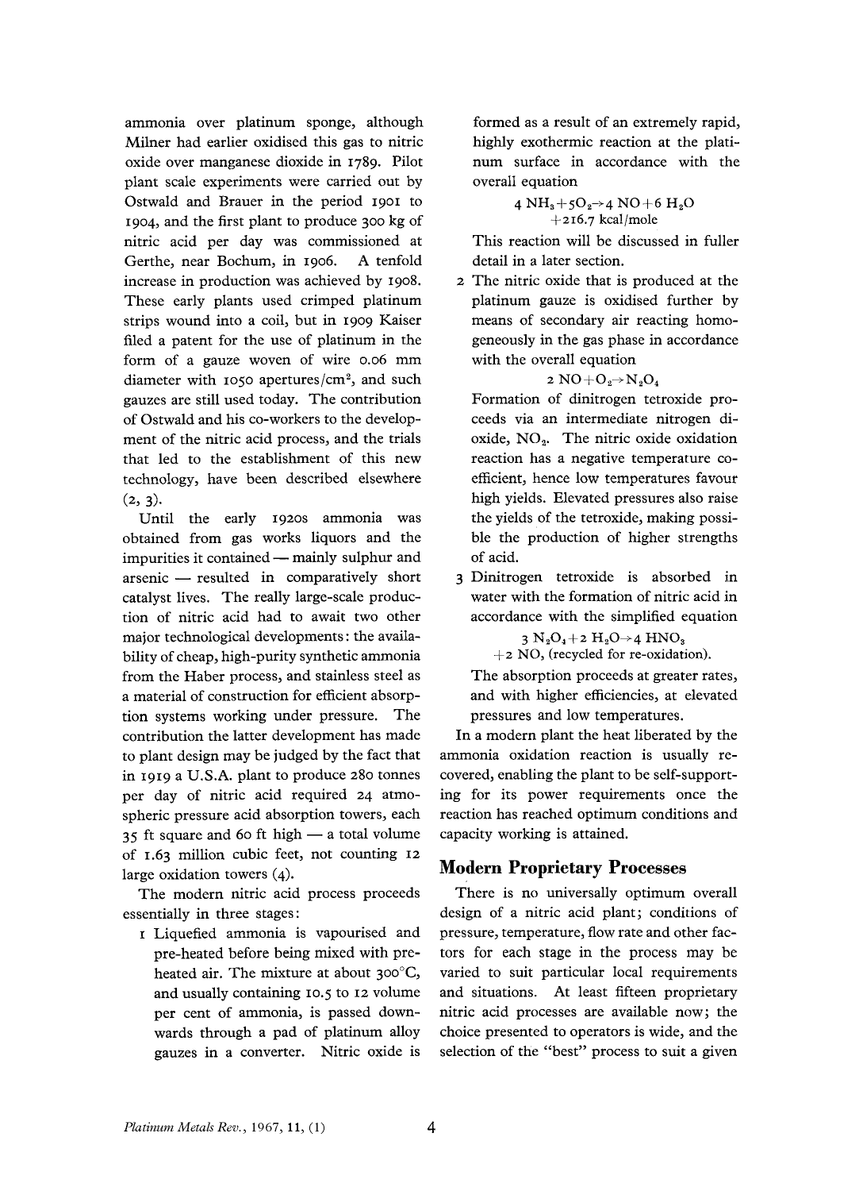ammonia over platinum sponge, although Milner had earlier oxidised this gas to nitric oxide over manganese dioxide in 1789. Pilot plant scale experiments were carried out by Ostwald and Brauer in the period 1901 to 1904, and the first plant to produce 300 kg of nitric acid per day was commissioned at Gerthe, near Bochum, in 1906. A tenfold increase in production was achieved by 1908. These early plants used crimped platinum strips wound into a coil, but in 1909 Kaiser filed a patent for the use of platinum in the form of a gauze woven of wire 0.06 mm diameter with 1050 apertures/cm$^2$, and such gauzes are still used today. The contribution of Ostwald and his co-workers to the development of the nitric acid process, and the trials that led to the establishment of this new technology, have been described elsewhere (2, 3).

Until the early 1920s ammonia was obtained from gas works liquors and the impurities it contained — mainly sulphur and arsenic — resulted in comparatively short catalyst lives. The really large-scale production of nitric acid had to await two other major technological developments: the availability of cheap, high-purity synthetic ammonia from the Haber process, and stainless steel as a material of construction for efficient absorption systems working under pressure. The contribution the latter development has made to plant design may be judged by the fact that in 1919 a U.S.A. plant to produce 280 tonnes per day of nitric acid required 24 atmospheric pressure acid absorption towers, each 35 ft square and 60 ft high — a total volume of 1.63 million cubic feet, not counting 12 large oxidation towers (4).

The modern nitric acid process proceeds essentially in three stages:

1. Liquefied ammonia is vapourised and pre-heated before being mixed with pre-heated air. The mixture at about 300°C, and usually containing 10.5 to 12 volume per cent of ammonia, is passed downwards through a pad of platinum alloy gauzes in a converter. Nitric oxide is formed as a result of an extremely rapid, highly exothermic reaction at the platinum surface in accordance with the overall equation

   $$4\,NH_3 + 5O_2 \rightarrow 4\,NO + 6\,H_2O + 216.7 \text{ kcal/mole}$$

   This reaction will be discussed in fuller detail in a later section.

2. The nitric oxide that is produced at the platinum gauze is oxidised further by means of secondary air reacting homogeneously in the gas phase in accordance with the overall equation

   $$2\,NO + O_2 \rightarrow N_2O_4$$

   Formation of dinitrogen tetroxide proceeds via an intermediate nitrogen dioxide, $NO_2$. The nitric oxide oxidation reaction has a negative temperature coefficient, hence low temperatures favour high yields. Elevated pressures also raise the yields of the tetroxide, making possible the production of higher strengths of acid.

3. Dinitrogen tetroxide is absorbed in water with the formation of nitric acid in accordance with the simplified equation

   $$3\,N_2O_4 + 2\,H_2O \rightarrow 4\,HNO_3 + 2\,NO, \text{ (recycled for re-oxidation).}$$

   The absorption proceeds at greater rates, and with higher efficiencies, at elevated pressures and low temperatures.

In a modern plant the heat liberated by the ammonia oxidation reaction is usually recovered, enabling the plant to be self-supporting for its power requirements once the reaction has reached optimum conditions and capacity working is attained.

## Modern Proprietary Processes

There is no universally optimum overall design of a nitric acid plant; conditions of pressure, temperature, flow rate and other factors for each stage in the process may be varied to suit particular local requirements and situations. At least fifteen proprietary nitric acid processes are available now; the choice presented to operators is wide, and the selection of the "best" process to suit a given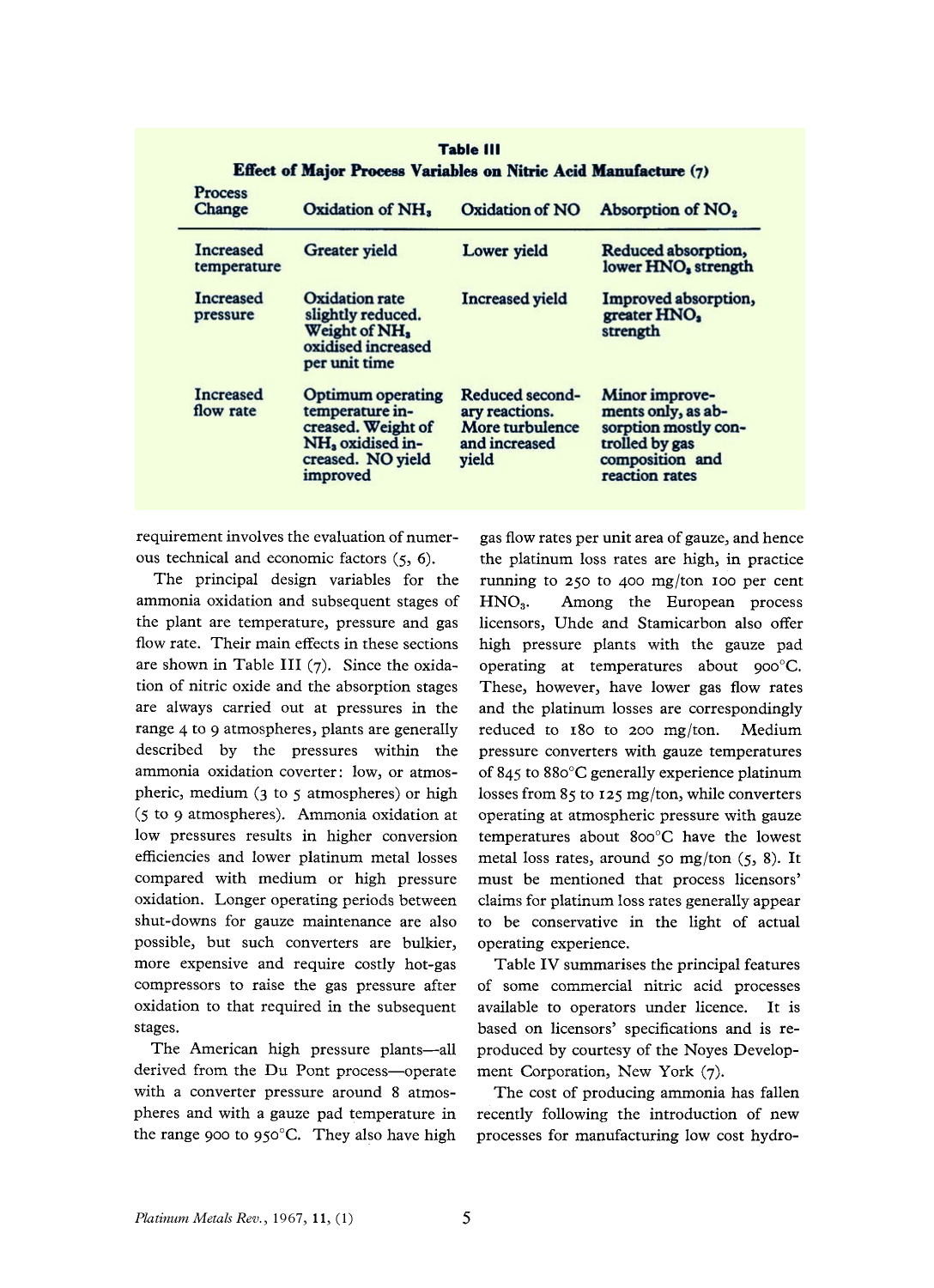**Table III**

**Effect of Major Process Variables on Nitric Acid Manufacture (7)**

| Process Change | Oxidation of $NH_3$ | Oxidation of NO | Absorption of $NO_2$ |
|---|---|---|---|
| Increased temperature | Greater yield | Lower yield | Reduced absorption, lower $HNO_3$ strength |
| Increased pressure | Oxidation rate slightly reduced. Weight of $NH_3$ oxidised increased per unit time | Increased yield | Improved absorption, greater $HNO_3$ strength |
| Increased flow rate | Optimum operating temperature increased. Weight of $NH_3$ oxidised increased. NO yield improved | Reduced secondary reactions. More turbulence and increased yield | Minor improvements only, as absorption mostly controlled by gas composition and reaction rates |

requirement involves the evaluation of numerous technical and economic factors (5, 6).

The principal design variables for the ammonia oxidation and subsequent stages of the plant are temperature, pressure and gas flow rate. Their main effects in these sections are shown in Table III (7). Since the oxidation of nitric oxide and the absorption stages are always carried out at pressures in the range 4 to 9 atmospheres, plants are generally described by the pressures within the ammonia oxidation coverter: low, or atmospheric, medium (3 to 5 atmospheres) or high (5 to 9 atmospheres). Ammonia oxidation at low pressures results in higher conversion efficiencies and lower platinum metal losses compared with medium or high pressure oxidation. Longer operating periods between shut-downs for gauze maintenance are also possible, but such converters are bulkier, more expensive and require costly hot-gas compressors to raise the gas pressure after oxidation to that required in the subsequent stages.

The American high pressure plants—all derived from the Du Pont process—operate with a converter pressure around 8 atmospheres and with a gauze pad temperature in the range 900 to 950°C. They also have high gas flow rates per unit area of gauze, and hence the platinum loss rates are high, in practice running to 250 to 400 mg/ton 100 per cent $HNO_3$. Among the European process licensors, Uhde and Stamicarbon also offer high pressure plants with the gauze pad operating at temperatures about 900°C. These, however, have lower gas flow rates and the platinum losses are correspondingly reduced to 180 to 200 mg/ton. Medium pressure converters with gauze temperatures of 845 to 880°C generally experience platinum losses from 85 to 125 mg/ton, while converters operating at atmospheric pressure with gauze temperatures about 800°C have the lowest metal loss rates, around 50 mg/ton (5, 8). It must be mentioned that process licensors' claims for platinum loss rates generally appear to be conservative in the light of actual operating experience.

Table IV summarises the principal features of some commercial nitric acid processes available to operators under licence. It is based on licensors' specifications and is reproduced by courtesy of the Noyes Development Corporation, New York (7).

The cost of producing ammonia has fallen recently following the introduction of new processes for manufacturing low cost hydro-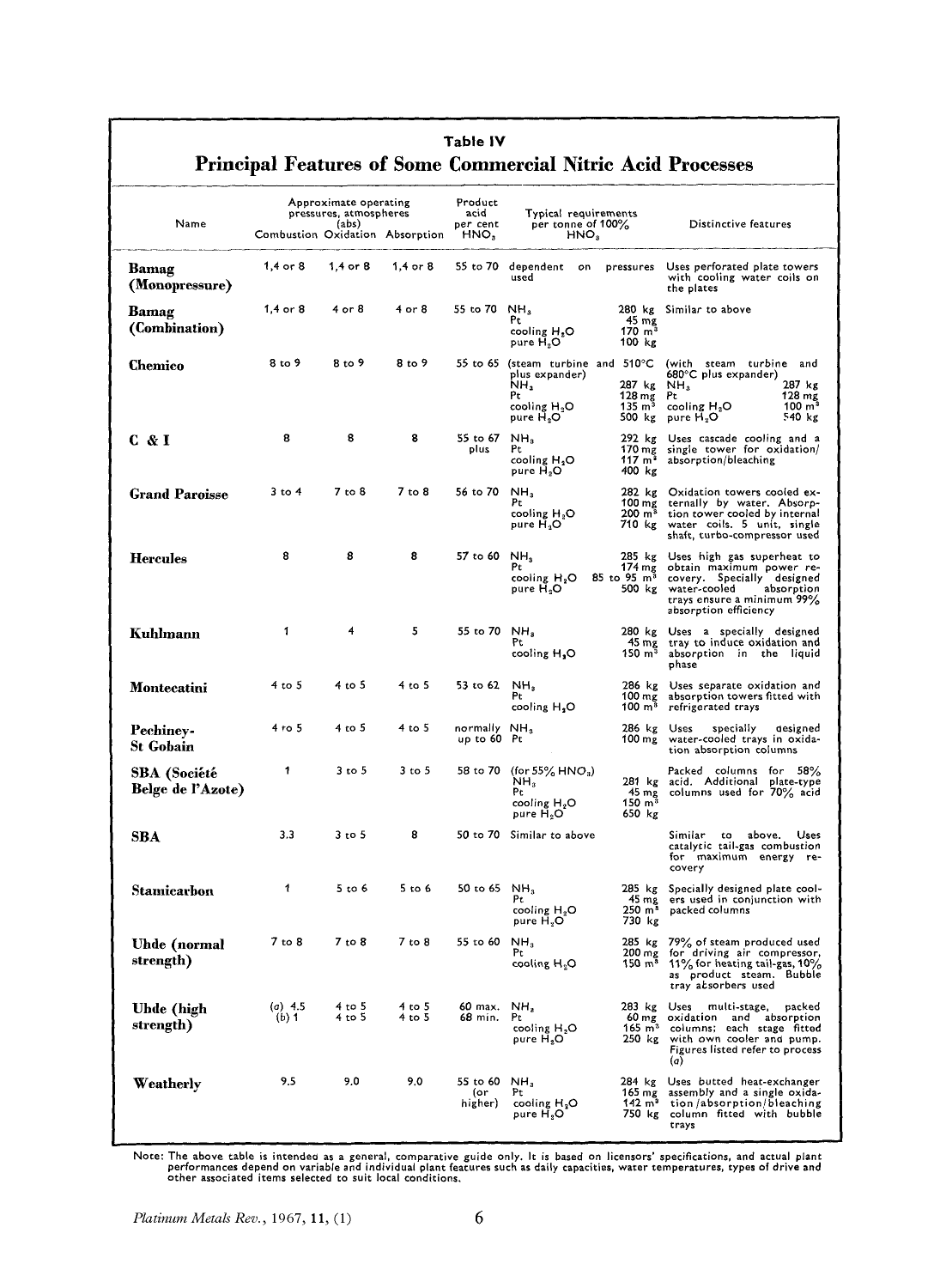## Table IV

### Principal Features of Some Commercial Nitric Acid Processes

| Name | Approximate operating pressures, atmospheres (abs) Combustion | Oxidation | Absorption | Product acid per cent $HNO_3$ | Typical requirements per tonne of 100% $HNO_3$ | Distinctive features |
|---|---|---|---|---|---|---|
| **Bamag (Monopressure)** | 1,4 or 8 | 1,4 or 8 | 1,4 or 8 | 55 to 70 | dependent on pressures used | Uses perforated plate towers with cooling water coils on the plates |
| **Bamag (Combination)** | 1,4 or 8 | 4 or 8 | 4 or 8 | 55 to 70 | $NH_3$ 280 kg; Pt 45 mg; cooling $H_2O$ 170 m$^3$; pure $H_2O$ 100 kg | Similar to above |
| **Chemico** | 8 to 9 | 8 to 9 | 8 to 9 | 55 to 65 | (steam turbine and 510°C plus expander) $NH_3$ 287 kg; Pt 128 mg; cooling $H_2O$ 135 m$^3$; pure $H_2O$ 500 kg | (with steam turbine and 680°C plus expander) $NH_3$ 287 kg; Pt 128 mg; cooling $H_2O$ 100 m$^3$; pure $H_2O$ 540 kg |
| **C & I** | 8 | 8 | 8 | 55 to 67 plus | $NH_3$ 292 kg; Pt 170 mg; cooling $H_2O$ 117 m$^3$; pure $H_2O$ 400 kg | Uses cascade cooling and a single tower for oxidation/absorption/bleaching |
| **Grand Paroisse** | 3 to 4 | 7 to 8 | 7 to 8 | 56 to 70 | $NH_3$ 282 kg; Pt 100 mg; cooling $H_2O$ 200 m$^3$; pure $H_2O$ 710 kg | Oxidation towers cooled externally by water. Absorption tower cooled by internal water coils. 5 unit, single shaft, turbo-compressor used |
| **Hercules** | 8 | 8 | 8 | 57 to 60 | $NH_3$ 285 kg; Pt 174 mg; cooling $H_2O$ 85 to 95 m$^3$; pure $H_2O$ 500 kg | Uses high gas superheat to obtain maximum power recovery. Specially designed water-cooled absorption trays ensure a minimum 99% absorption efficiency |
| **Kuhlmann** | 1 | 4 | 5 | 55 to 70 | $NH_3$ 280 kg; Pt 45 mg; cooling $H_2O$ 150 m$^3$ | Uses a specially designed tray to induce oxidation and absorption in the liquid phase |
| **Montecatini** | 4 to 5 | 4 to 5 | 4 to 5 | 53 to 62 | $NH_3$ 286 kg; Pt 100 mg; cooling $H_2O$ 100 m$^3$ | Uses separate oxidation and absorption towers fitted with refrigerated trays |
| **Pechiney-St Gobain** | 4 to 5 | 4 to 5 | 4 to 5 | normally up to 60 | $NH_3$ 286 kg; Pt 100 mg | Uses specially designed water-cooled trays in oxidation absorption columns |
| **SBA (Société Belge de l'Azote)** | 1 | 3 to 5 | 3 to 5 | 58 to 70 | (for 55% $HNO_3$) $NH_3$ 281 kg; Pt 45 mg; cooling $H_2O$ 150 m$^3$; pure $H_2O$ 650 kg | Packed columns for 58% acid. Additional plate-type columns used for 70% acid |
| **SBA** | 3.3 | 3 to 5 | 8 | 50 to 70 | Similar to above | Similar to above. Uses catalytic tail-gas combustion for maximum energy recovery |
| **Stamicarbon** | 1 | 5 to 6 | 5 to 6 | 50 to 65 | $NH_3$ 285 kg; Pt 45 mg; cooling $H_2O$ 250 m$^3$; pure $H_2O$ 730 kg | Specially designed plate coolers used in conjunction with packed columns |
| **Uhde (normal strength)** | 7 to 8 | 7 to 8 | 7 to 8 | 55 to 60 | $NH_3$ 285 kg; Pt 200 mg; cooling $H_2O$ 150 m$^3$ | 79% of steam produced used for driving air compressor, 11% for heating tail-gas, 10% as product steam. Bubble tray absorbers used |
| **Uhde (high strength)** | (a) 4.5 (b) 1 | 4 to 5 4 to 5 | 4 to 5 4 to 5 | 60 max. 68 min. | $NH_3$ 283 kg; Pt 60 mg; cooling $H_2O$ 165 m$^3$; pure $H_2O$ 250 kg | Uses multi-stage, packed oxidation and absorption columns; each stage fitted with own cooler and pump. Figures listed refer to process (a) |
| **Weatherly** | 9.5 | 9.0 | 9.0 | 55 to 60 (or higher) | $NH_3$ 284 kg; Pt 165 mg; cooling $H_2O$ 142 m$^3$; pure $H_2O$ 750 kg | Uses butted heat-exchanger assembly and a single oxidation/absorption/bleaching column fitted with bubble trays |

Note: The above table is intended as a general, comparative guide only. It is based on licensors' specifications, and actual plant performances depend on variable and individual plant features such as daily capacities, water temperatures, types of drive and other associated items selected to suit local conditions.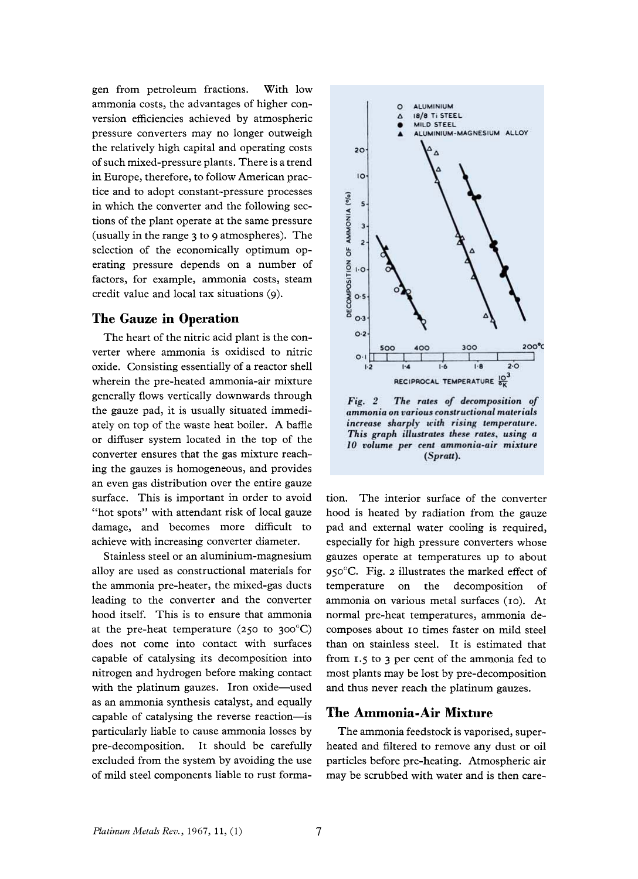gen from petroleum fractions. With low ammonia costs, the advantages of higher conversion efficiencies achieved by atmospheric pressure converters may no longer outweigh the relatively high capital and operating costs of such mixed-pressure plants. There is a trend in Europe, therefore, to follow American practice and to adopt constant-pressure processes in which the converter and the following sections of the plant operate at the same pressure (usually in the range 3 to 9 atmospheres). The selection of the economically optimum operating pressure depends on a number of factors, for example, ammonia costs, steam credit value and local tax situations (9).

## The Gauze in Operation

The heart of the nitric acid plant is the converter where ammonia is oxidised to nitric oxide. Consisting essentially of a reactor shell wherein the pre-heated ammonia-air mixture generally flows vertically downwards through the gauze pad, it is usually situated immediately on top of the waste heat boiler. A baffle or diffuser system located in the top of the converter ensures that the gas mixture reaching the gauzes is homogeneous, and provides an even gas distribution over the entire gauze surface. This is important in order to avoid "hot spots" with attendant risk of local gauze damage, and becomes more difficult to achieve with increasing converter diameter.

Stainless steel or an aluminium-magnesium alloy are used as constructional materials for the ammonia pre-heater, the mixed-gas ducts leading to the converter and the converter hood itself. This is to ensure that ammonia at the pre-heat temperature (250 to 300°C) does not come into contact with surfaces capable of catalysing its decomposition into nitrogen and hydrogen before making contact with the platinum gauzes. Iron oxide—used as an ammonia synthesis catalyst, and equally capable of catalysing the reverse reaction—is particularly liable to cause ammonia losses by pre-decomposition. It should be carefully excluded from the system by avoiding the use of mild steel components liable to rust formation. The interior surface of the converter hood is heated by radiation from the gauze pad and external water cooling is required, especially for high pressure converters whose gauzes operate at temperatures up to about 950°C. Fig. 2 illustrates the marked effect of temperature on the decomposition of ammonia on various metal surfaces (10). At normal pre-heat temperatures, ammonia decomposes about 10 times faster on mild steel than on stainless steel. It is estimated that from 1.5 to 3 per cent of the ammonia fed to most plants may be lost by pre-decomposition and thus never reach the platinum gauzes.

○ ALUMINIUM
△ 18/8 Ti STEEL
● MILD STEEL
▲ ALUMINIUM-MAGNESIUM ALLOY

DECOMPOSITION OF AMMONIA (%)

20, 10, 5, 3, 2, 1·0, 0·5, 0·3, 0·2, 0·1

500, 400, 300, 200°C

1·2, 1·4, 1·6, 1·8, 2·0

RECIPROCAL TEMPERATURE $\frac{10^3}{°K}$

*Fig. 2 The rates of decomposition of ammonia on various constructional materials increase sharply with rising temperature. This graph illustrates these rates, using a 10 volume per cent ammonia-air mixture (Spratt).*

## The Ammonia-Air Mixture

The ammonia feedstock is vaporised, superheated and filtered to remove any dust or oil particles before pre-heating. Atmospheric air may be scrubbed with water and is then care-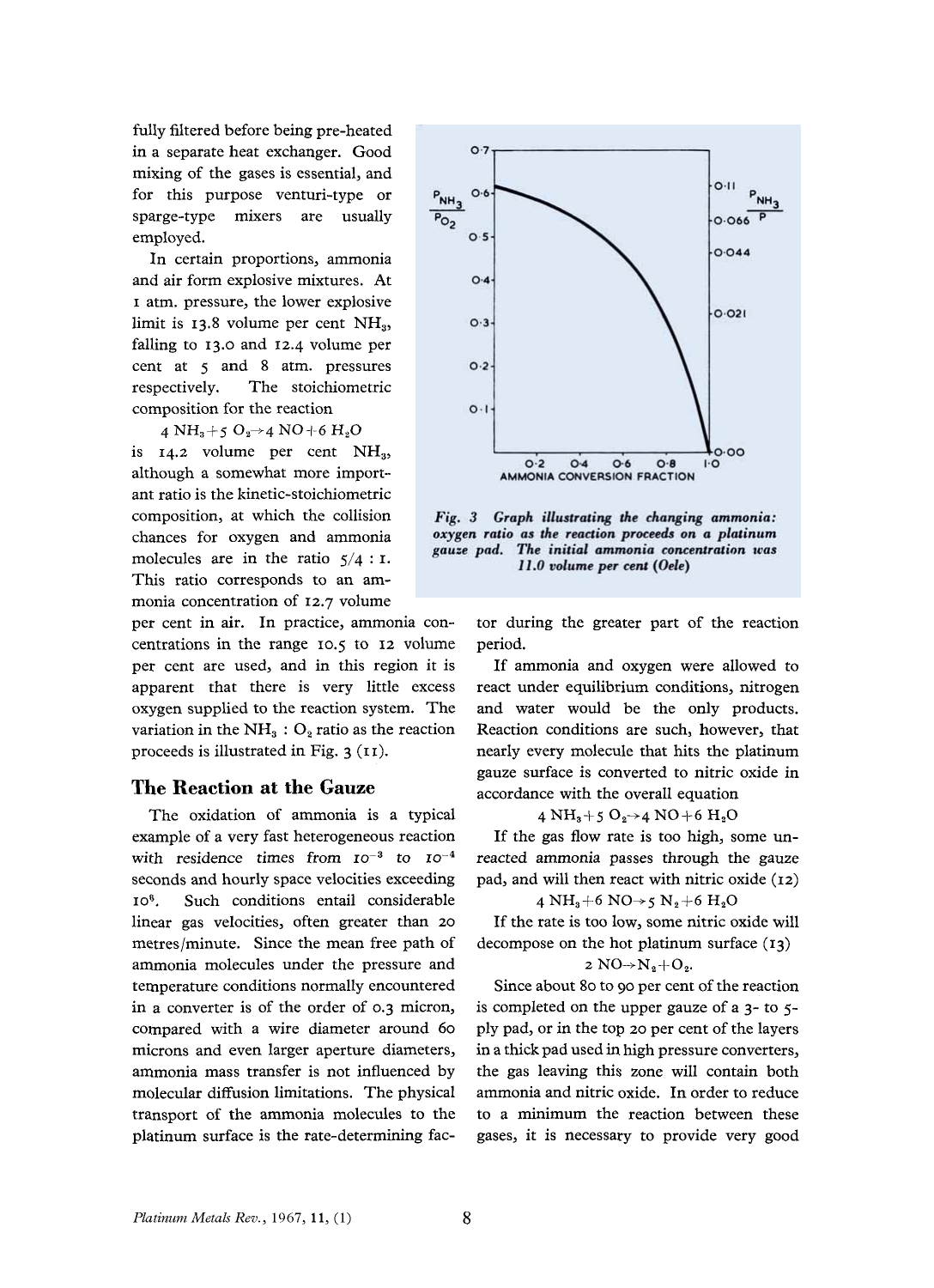fully filtered before being pre-heated in a separate heat exchanger. Good mixing of the gases is essential, and for this purpose venturi-type or sparge-type mixers are usually employed.

In certain proportions, ammonia and air form explosive mixtures. At 1 atm. pressure, the lower explosive limit is 13.8 volume per cent $NH_3$, falling to 13.0 and 12.4 volume per cent at 5 and 8 atm. pressures respectively. The stoichiometric composition for the reaction

$$4\,NH_3 + 5\,O_2 \rightarrow 4\,NO + 6\,H_2O$$

is 14.2 volume per cent $NH_3$, although a somewhat more important ratio is the kinetic-stoichiometric composition, at which the collision chances for oxygen and ammonia molecules are in the ratio 5/4 : 1. This ratio corresponds to an ammonia concentration of 12.7 volume per cent in air. In practice, ammonia concentrations in the range 10.5 to 12 volume per cent are used, and in this region it is apparent that there is very little excess oxygen supplied to the reaction system. The variation in the $NH_3 : O_2$ ratio as the reaction proceeds is illustrated in Fig. 3 (11).

$P_{NH_3}/P_{O_2}$

0.7
0.6
0.5
0.4
0.3
0.2
0.1

$P_{NH_3}/P$

0.11
0.066
0.044
0.021
0.00

0.2 0.4 0.6 0.8 1.0

AMMONIA CONVERSION FRACTION

*Fig. 3 Graph illustrating the changing ammonia: oxygen ratio as the reaction proceeds on a platinum gauze pad. The initial ammonia concentration was 11.0 volume per cent (Oele)*

## The Reaction at the Gauze

The oxidation of ammonia is a typical example of a very fast heterogeneous reaction with residence times from $10^{-3}$ to $10^{-4}$ seconds and hourly space velocities exceeding $10^6$. Such conditions entail considerable linear gas velocities, often greater than 20 metres/minute. Since the mean free path of ammonia molecules under the pressure and temperature conditions normally encountered in a converter is of the order of 0.3 micron, compared with a wire diameter around 60 microns and even larger aperture diameters, ammonia mass transfer is not influenced by molecular diffusion limitations. The physical transport of the ammonia molecules to the platinum surface is the rate-determining factor during the greater part of the reaction period.

If ammonia and oxygen were allowed to react under equilibrium conditions, nitrogen and water would be the only products. Reaction conditions are such, however, that nearly every molecule that hits the platinum gauze surface is converted to nitric oxide in accordance with the overall equation

$$4\,NH_3 + 5\,O_2 \rightarrow 4\,NO + 6\,H_2O$$

If the gas flow rate is too high, some unreacted ammonia passes through the gauze pad, and will then react with nitric oxide (12)

$$4\,NH_3 + 6\,NO \rightarrow 5\,N_2 + 6\,H_2O$$

If the rate is too low, some nitric oxide will decompose on the hot platinum surface (13)

$$2\,NO \rightarrow N_2 + O_2.$$

Since about 80 to 90 per cent of the reaction is completed on the upper gauze of a 3- to 5-ply pad, or in the top 20 per cent of the layers in a thick pad used in high pressure converters, the gas leaving this zone will contain both ammonia and nitric oxide. In order to reduce to a minimum the reaction between these gases, it is necessary to provide very good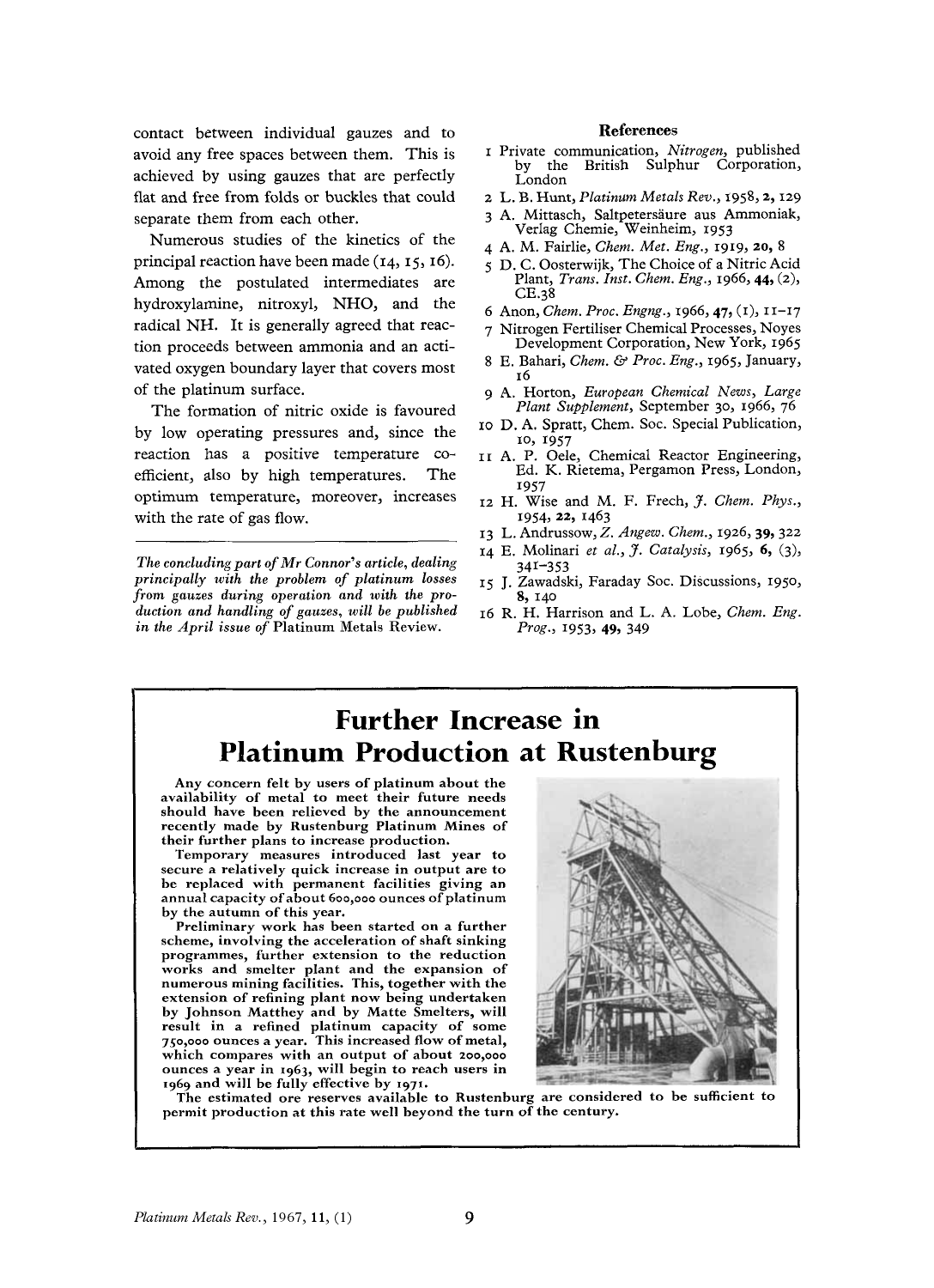contact between individual gauzes and to avoid any free spaces between them. This is achieved by using gauzes that are perfectly flat and free from folds or buckles that could separate them from each other.

Numerous studies of the kinetics of the principal reaction have been made (14, 15, 16). Among the postulated intermediates are hydroxylamine, nitroxyl, NHO, and the radical NH. It is generally agreed that reaction proceeds between ammonia and an activated oxygen boundary layer that covers most of the platinum surface.

The formation of nitric oxide is favoured by low operating pressures and, since the reaction has a positive temperature coefficient, also by high temperatures. The optimum temperature, moreover, increases with the rate of gas flow.

---

*The concluding part of Mr Connor's article, dealing principally with the problem of platinum losses from gauzes during operation and with the production and handling of gauzes, will be published in the April issue of* Platinum Metals Review.

### References

1. Private communication, *Nitrogen*, published by the British Sulphur Corporation, London
2. L. B. Hunt, *Platinum Metals Rev.*, 1958, **2**, 129
3. A. Mittasch, Saltpetersäure aus Ammoniak, Verlag Chemie, Weinheim, 1953
4. A. M. Fairlie, *Chem. Met. Eng.*, 1919, **20**, 8
5. D. C. Oosterwijk, The Choice of a Nitric Acid Plant, *Trans. Inst. Chem. Eng.*, 1966, **44**, (2), CE.38
6. Anon, *Chem. Proc. Engng.*, 1966, **47**, (1), 11–17
7. Nitrogen Fertiliser Chemical Processes, Noyes Development Corporation, New York, 1965
8. E. Bahari, *Chem. & Proc. Eng.*, 1965, January, 16
9. A. Horton, *European Chemical News, Large Plant Supplement*, September 30, 1966, 76
10. D. A. Spratt, Chem. Soc. Special Publication, 10, 1957
11. A. P. Oele, Chemical Reactor Engineering, Ed. K. Rietema, Pergamon Press, London, 1957
12. H. Wise and M. F. Frech, *J. Chem. Phys.*, 1954, **22**, 1463
13. L. Andrussow, *Z. Angew. Chem.*, 1926, **39**, 322
14. E. Molinari *et al.*, *J. Catalysis*, 1965, **6**, (3), 341–353
15. J. Zawadski, Faraday Soc. Discussions, 1950, **8**, 140
16. R. H. Harrison and L. A. Lobe, *Chem. Eng. Prog.*, 1953, **49**, 349

# Further Increase in Platinum Production at Rustenburg

**Any concern felt by users of platinum about the availability of metal to meet their future needs should have been relieved by the announcement recently made by Rustenburg Platinum Mines of their further plans to increase production.**

**Temporary measures introduced last year to secure a relatively quick increase in output are to be replaced with permanent facilities giving an annual capacity of about 600,000 ounces of platinum by the autumn of this year.**

**Preliminary work has been started on a further scheme, involving the acceleration of shaft sinking programmes, further extension to the reduction works and smelter plant and the expansion of numerous mining facilities. This, together with the extension of refining plant now being undertaken by Johnson Matthey and by Matte Smelters, will result in a refined platinum capacity of some 750,000 ounces a year. This increased flow of metal, which compares with an output of about 200,000 ounces a year in 1963, will begin to reach users in 1969 and will be fully effective by 1971.**

**The estimated ore reserves available to Rustenburg are considered to be sufficient to permit production at this rate well beyond the turn of the century.**